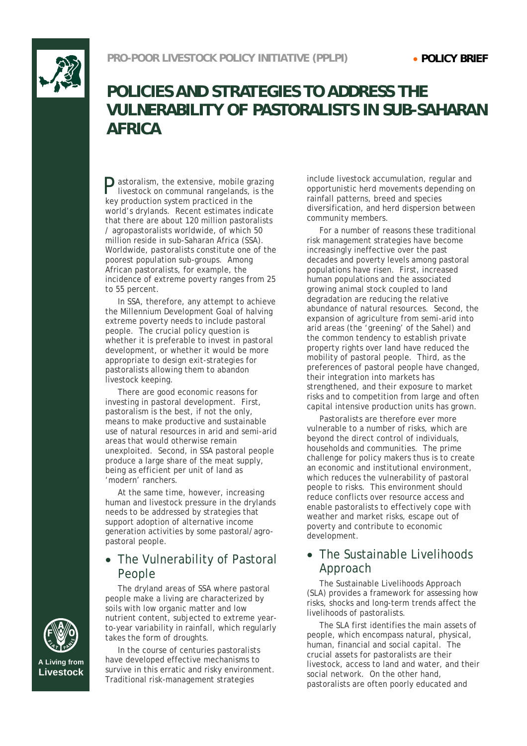PRO-POOR LIVESTOCK POLICY INITIATIVE (PPLPI) • POLICY BRIEF

# POLICIES AND STRATEGIES TO ADDRESS THE VULNERABILITY OF PASTORALISTS IN SUB-SAHARAN AFRICA

Pastoralism, the extensive, mobile grazing livestock on communal rangelands, is the key production system practiced in the world's drylands. Recent estimates indicate that there are about 120 million pastoralists / agropastoralists worldwide, of which 50 million reside in sub-Saharan Africa (SSA). Worldwide, pastoralists constitute one of the poorest population sub-groups. Among African pastoralists, for example, the incidence of extreme poverty ranges from 25 to 55 percent.

In SSA, therefore, any attempt to achieve the Millennium Development Goal of halving extreme poverty needs to include pastoral people. The crucial policy question is whether it is preferable to invest in pastoral development, or whether it would be more appropriate to design exit-strategies for pastoralists allowing them to abandon livestock keeping.

There are good economic reasons for investing in pastoral development. First, pastoralism is the best, if not the only, means to make productive and sustainable use of natural resources in arid and semi-arid areas that would otherwise remain unexploited. Second, in SSA pastoral people produce a large share of the meat supply, being as efficient per unit of land as 'modern' ranchers.

At the same time, however, increasing human and livestock pressure in the drylands needs to be addressed by strategies that support adoption of alternative income generation activities by some pastoral/agro-pastoral people.

## The Vulnerability of Pastoral People

The dryland areas of SSA where pastoral people make a living are characterized by soils with low organic matter and low nutrient content, subjected to extreme year-to-year variability in rainfall, which regularly takes the form of droughts.

In the course of centuries pastoralists have developed effective mechanisms to survive in this erratic and risky environment. Traditional risk-management strategies include livestock accumulation, regular and opportunistic herd movements depending on rainfall patterns, breed and species diversification, and herd dispersion between community members.

For a number of reasons these traditional risk management strategies have become increasingly ineffective over the past decades and poverty levels among pastoral populations have risen. First, increased human populations and the associated growing animal stock coupled to land degradation are reducing the relative abundance of natural resources. Second, the expansion of agriculture from semi-arid into arid areas (the 'greening' of the Sahel) and the common tendency to establish private property rights over land have reduced the mobility of pastoral people. Third, as the preferences of pastoral people have changed, their integration into markets has strengthened, and their exposure to market risks and to competition from large and often capital intensive production units has grown.

Pastoralists are therefore ever more vulnerable to a number of risks, which are beyond the direct control of individuals, households and communities. The prime challenge for policy makers thus is to create an economic and institutional environment, which reduces the vulnerability of pastoral people to risks. This environment should reduce conflicts over resource access and enable pastoralists to effectively cope with weather and market risks, escape out of poverty and contribute to economic development.

## The Sustainable Livelihoods Approach

The Sustainable Livelihoods Approach (SLA) provides a framework for assessing how risks, shocks and long-term trends affect the livelihoods of pastoralists.

The SLA first identifies the main assets of people, which encompass natural, physical, human, financial and social capital. The crucial assets for pastoralists are their livestock, access to land and water, and their social network. On the other hand, pastoralists are often poorly educated and

A Living from Livestock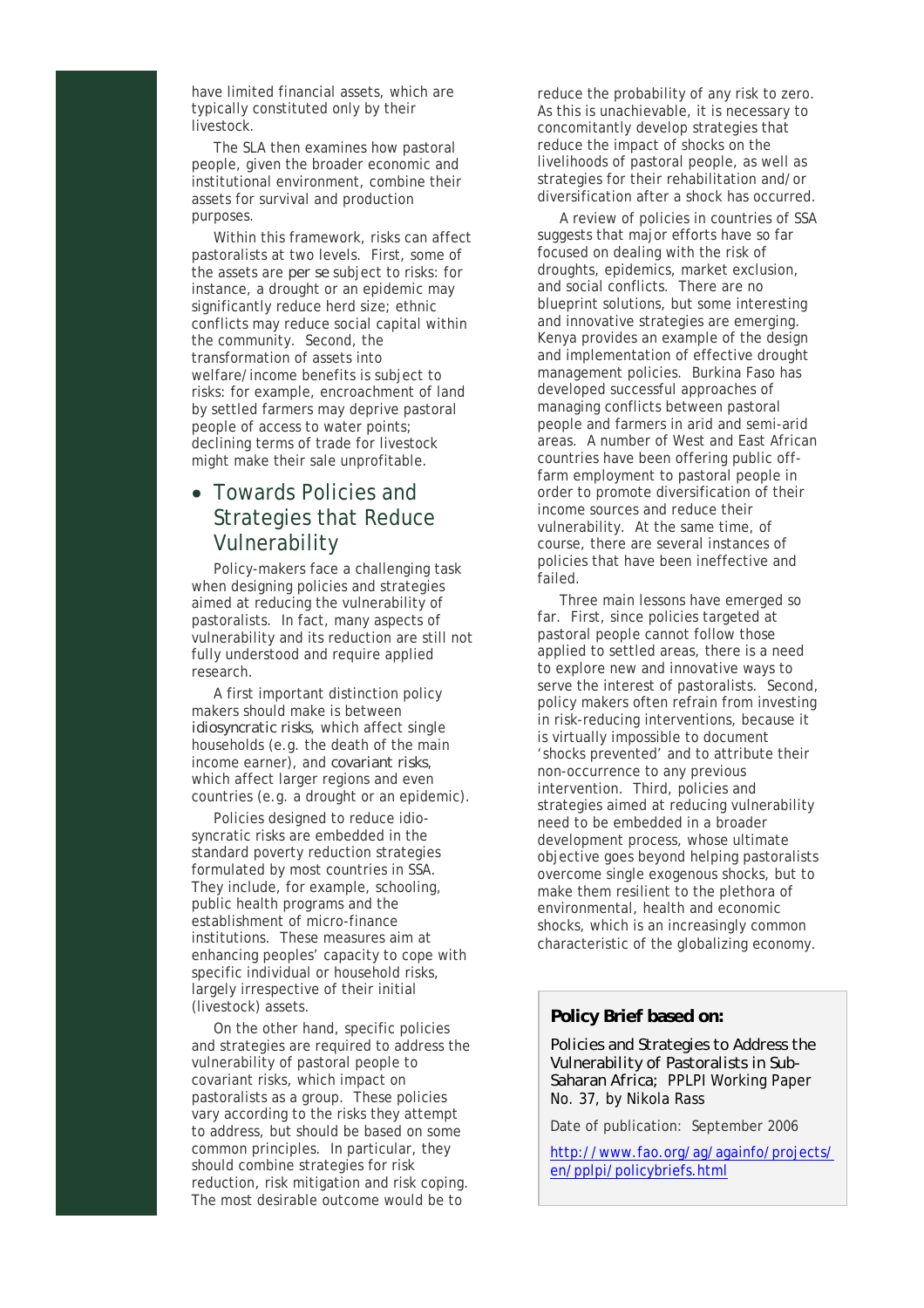have limited financial assets, which are typically constituted only by their livestock.

The SLA then examines how pastoral people, given the broader economic and institutional environment, combine their assets for survival and production purposes.

Within this framework, risks can affect pastoralists at two levels. First, some of the assets are *per se* subject to risks: for instance, a drought or an epidemic may significantly reduce herd size; ethnic conflicts may reduce social capital within the community. Second, the transformation of assets into welfare/income benefits is subject to risks: for example, encroachment of land by settled farmers may deprive pastoral people of access to water points; declining terms of trade for livestock might make their sale unprofitable.

## Towards Policies and Strategies that Reduce Vulnerability

Policy-makers face a challenging task when designing policies and strategies aimed at reducing the vulnerability of pastoralists. In fact, many aspects of vulnerability and its reduction are still not fully understood and require applied research.

A first important distinction policy makers should make is between *idiosyncratic risks*, which affect single households (e.g. the death of the main income earner), and *covariant risks*, which affect larger regions and even countries (e.g. a drought or an epidemic).

Policies designed to reduce idiosyncratic risks are embedded in the standard poverty reduction strategies formulated by most countries in SSA. They include, for example, schooling, public health programs and the establishment of micro-finance institutions. These measures aim at enhancing peoples' capacity to cope with specific individual or household risks, largely irrespective of their initial (livestock) assets.

On the other hand, specific policies and strategies are required to address the vulnerability of pastoral people to covariant risks, which impact on pastoralists as a group. These policies vary according to the risks they attempt to address, but should be based on some common principles. In particular, they should combine strategies for risk reduction, risk mitigation and risk coping. The most desirable outcome would be to reduce the probability of any risk to zero. As this is unachievable, it is necessary to concomitantly develop strategies that reduce the impact of shocks on the livelihoods of pastoral people, as well as strategies for their rehabilitation and/or diversification after a shock has occurred.

A review of policies in countries of SSA suggests that major efforts have so far focused on dealing with the risk of droughts, epidemics, market exclusion, and social conflicts. There are no blueprint solutions, but some interesting and innovative strategies are emerging. Kenya provides an example of the design and implementation of effective drought management policies. Burkina Faso has developed successful approaches of managing conflicts between pastoral people and farmers in arid and semi-arid areas. A number of West and East African countries have been offering public off-farm employment to pastoral people in order to promote diversification of their income sources and reduce their vulnerability. At the same time, of course, there are several instances of policies that have been ineffective and failed.

Three main lessons have emerged so far. First, since policies targeted at pastoral people cannot follow those applied to settled areas, there is a need to explore new and innovative ways to serve the interest of pastoralists. Second, policy makers often refrain from investing in risk-reducing interventions, because it is virtually impossible to document 'shocks prevented' and to attribute their non-occurrence to any previous intervention. Third, policies and strategies aimed at reducing vulnerability need to be embedded in a broader development process, whose ultimate objective goes beyond helping pastoralists overcome single exogenous shocks, but to make them resilient to the plethora of environmental, health and economic shocks, which is an increasingly common characteristic of the globalizing economy.

**Policy Brief based on:**

*Policies and Strategies to Address the Vulnerability of Pastoralists in Sub-Saharan Africa*; PPLPI Working Paper No. 37, by Nikola Rass

Date of publication: September 2006

http://www.fao.org/ag/againfo/projects/en/pplpi/policybriefs.html